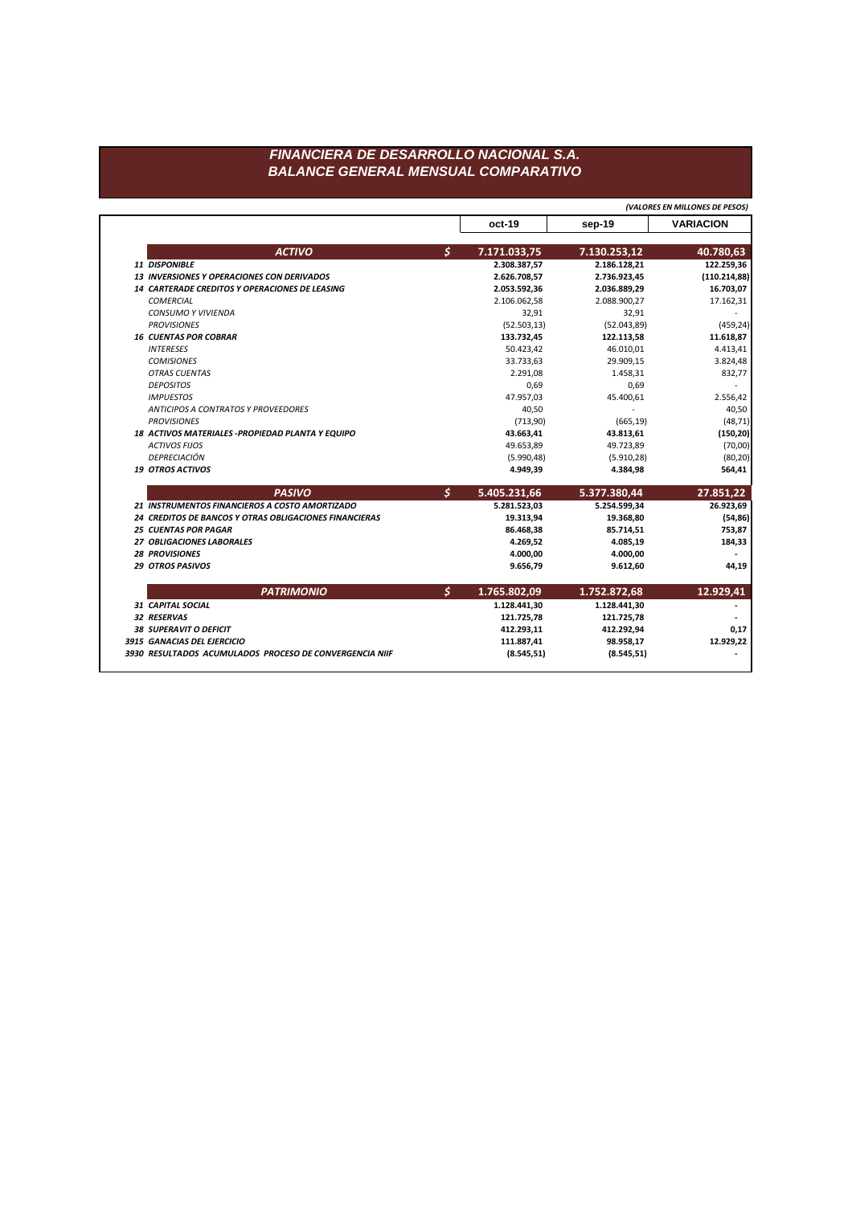# FINANCIERA DE DESARROLLO NACIONAL S.A.
## BALANCE GENERAL MENSUAL COMPARATIVO

*(VALORES EN MILLONES DE PESOS)*

| | | oct-19 | sep-19 | VARIACION |
|---|---|---|---|---|
| ***ACTIVO*** | $ | **7.171.033,75** | **7.130.253,12** | **40.780,63** |
| ***11 DISPONIBLE*** | | **2.308.387,57** | **2.186.128,21** | **122.259,36** |
| ***13 INVERSIONES Y OPERACIONES CON DERIVADOS*** | | **2.626.708,57** | **2.736.923,45** | **(110.214,88)** |
| ***14 CARTERADE CREDITOS Y OPERACIONES DE LEASING*** | | **2.053.592,36** | **2.036.889,29** | **16.703,07** |
| *COMERCIAL* | | 2.106.062,58 | 2.088.900,27 | 17.162,31 |
| *CONSUMO Y VIVIENDA* | | 32,91 | 32,91 | - |
| *PROVISIONES* | | (52.503,13) | (52.043,89) | (459,24) |
| ***16 CUENTAS POR COBRAR*** | | **133.732,45** | **122.113,58** | **11.618,87** |
| *INTERESES* | | 50.423,42 | 46.010,01 | 4.413,41 |
| *COMISIONES* | | 33.733,63 | 29.909,15 | 3.824,48 |
| *OTRAS CUENTAS* | | 2.291,08 | 1.458,31 | 832,77 |
| *DEPOSITOS* | | 0,69 | 0,69 | - |
| *IMPUESTOS* | | 47.957,03 | 45.400,61 | 2.556,42 |
| *ANTICIPOS A CONTRATOS Y PROVEEDORES* | | 40,50 | - | 40,50 |
| *PROVISIONES* | | (713,90) | (665,19) | (48,71) |
| ***18 ACTIVOS MATERIALES -PROPIEDAD PLANTA Y EQUIPO*** | | **43.663,41** | **43.813,61** | **(150,20)** |
| *ACTIVOS FIJOS* | | 49.653,89 | 49.723,89 | (70,00) |
| *DEPRECIACIÓN* | | (5.990,48) | (5.910,28) | (80,20) |
| ***19 OTROS ACTIVOS*** | | **4.949,39** | **4.384,98** | **564,41** |
| ***PASIVO*** | $ | **5.405.231,66** | **5.377.380,44** | **27.851,22** |
| ***21 INSTRUMENTOS FINANCIEROS A COSTO AMORTIZADO*** | | **5.281.523,03** | **5.254.599,34** | **26.923,69** |
| ***24 CREDITOS DE BANCOS Y OTRAS OBLIGACIONES FINANCIERAS*** | | **19.313,94** | **19.368,80** | **(54,86)** |
| ***25 CUENTAS POR PAGAR*** | | **86.468,38** | **85.714,51** | **753,87** |
| ***27 OBLIGACIONES LABORALES*** | | **4.269,52** | **4.085,19** | **184,33** |
| ***28 PROVISIONES*** | | **4.000,00** | **4.000,00** | **-** |
| ***29 OTROS PASIVOS*** | | **9.656,79** | **9.612,60** | **44,19** |
| ***PATRIMONIO*** | $ | **1.765.802,09** | **1.752.872,68** | **12.929,41** |
| ***31 CAPITAL SOCIAL*** | | **1.128.441,30** | **1.128.441,30** | **-** |
| ***32 RESERVAS*** | | **121.725,78** | **121.725,78** | **-** |
| ***38 SUPERAVIT O DEFICIT*** | | **412.293,11** | **412.292,94** | **0,17** |
| ***3915 GANACIAS DEL EJERCICIO*** | | **111.887,41** | **98.958,17** | **12.929,22** |
| ***3930 RESULTADOS ACUMULADOS PROCESO DE CONVERGENCIA NIIF*** | | **(8.545,51)** | **(8.545,51)** | **-** |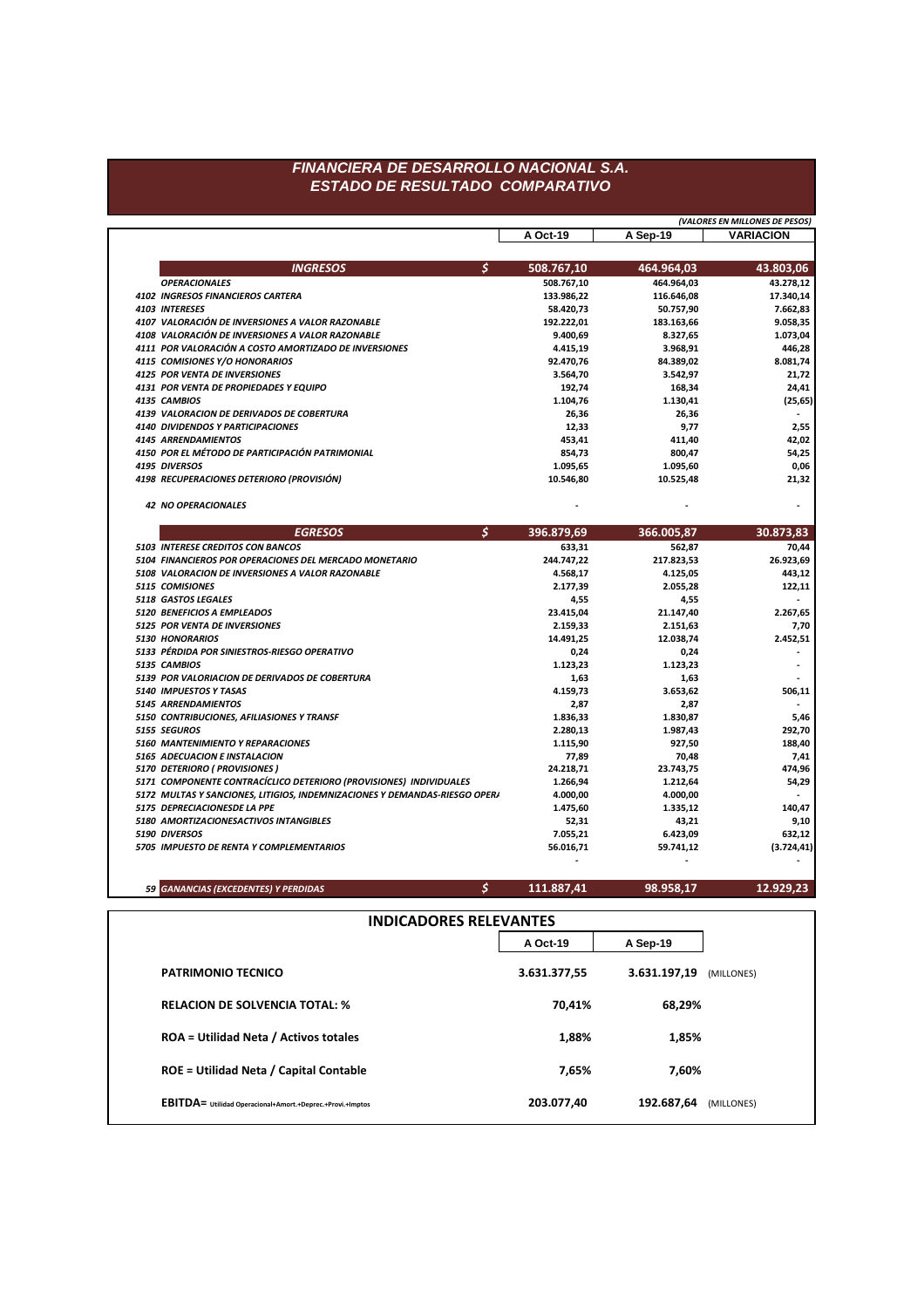# FINANCIERA DE DESARROLLO NACIONAL S.A.
## ESTADO DE RESULTADO COMPARATIVO

*(VALORES EN MILLONES DE PESOS)*

| | | A Oct-19 | A Sep-19 | VARIACION |
|---|---|---|---|---|
| **INGRESOS** | $ | 508.767,10 | 464.964,03 | 43.803,06 |
| *OPERACIONALES* | | 508.767,10 | 464.964,03 | 43.278,12 |
| *4102 INGRESOS FINANCIEROS CARTERA* | | 133.986,22 | 116.646,08 | 17.340,14 |
| *4103 INTERESES* | | 58.420,73 | 50.757,90 | 7.662,83 |
| *4107 VALORACIÓN DE INVERSIONES A VALOR RAZONABLE* | | 192.222,01 | 183.163,66 | 9.058,35 |
| *4108 VALORACIÓN DE INVERSIONES A VALOR RAZONABLE* | | 9.400,69 | 8.327,65 | 1.073,04 |
| *4111 POR VALORACIÓN A COSTO AMORTIZADO DE INVERSIONES* | | 4.415,19 | 3.968,91 | 446,28 |
| *4115 COMISIONES Y/O HONORARIOS* | | 92.470,76 | 84.389,02 | 8.081,74 |
| *4125 POR VENTA DE INVERSIONES* | | 3.564,70 | 3.542,97 | 21,72 |
| *4131 POR VENTA DE PROPIEDADES Y EQUIPO* | | 192,74 | 168,34 | 24,41 |
| *4135 CAMBIOS* | | 1.104,76 | 1.130,41 | (25,65) |
| *4139 VALORACION DE DERIVADOS DE COBERTURA* | | 26,36 | 26,36 | - |
| *4140 DIVIDENDOS Y PARTICIPACIONES* | | 12,33 | 9,77 | 2,55 |
| *4145 ARRENDAMIENTOS* | | 453,41 | 411,40 | 42,02 |
| *4150 POR EL MÉTODO DE PARTICIPACIÓN PATRIMONIAL* | | 854,73 | 800,47 | 54,25 |
| *4195 DIVERSOS* | | 1.095,65 | 1.095,60 | 0,06 |
| *4198 RECUPERACIONES DETERIORO (PROVISIÓN)* | | 10.546,80 | 10.525,48 | 21,32 |
| *42 NO OPERACIONALES* | | - | - | - |
| **EGRESOS** | $ | 396.879,69 | 366.005,87 | 30.873,83 |
| *5103 INTERESE CREDITOS CON BANCOS* | | 633,31 | 562,87 | 70,44 |
| *5104 FINANCIEROS POR OPERACIONES DEL MERCADO MONETARIO* | | 244.747,22 | 217.823,53 | 26.923,69 |
| *5108 VALORACION DE INVERSIONES A VALOR RAZONABLE* | | 4.568,17 | 4.125,05 | 443,12 |
| *5115 COMISIONES* | | 2.177,39 | 2.055,28 | 122,11 |
| *5118 GASTOS LEGALES* | | 4,55 | 4,55 | - |
| *5120 BENEFICIOS A EMPLEADOS* | | 23.415,04 | 21.147,40 | 2.267,65 |
| *5125 POR VENTA DE INVERSIONES* | | 2.159,33 | 2.151,63 | 7,70 |
| *5130 HONORARIOS* | | 14.491,25 | 12.038,74 | 2.452,51 |
| *5133 PÉRDIDA POR SINIESTROS-RIESGO OPERATIVO* | | 0,24 | 0,24 | - |
| *5135 CAMBIOS* | | 1.123,23 | 1.123,23 | - |
| *5139 POR VALORIACION DE DERIVADOS DE COBERTURA* | | 1,63 | 1,63 | - |
| *5140 IMPUESTOS Y TASAS* | | 4.159,73 | 3.653,62 | 506,11 |
| *5145 ARRENDAMIENTOS* | | 2,87 | 2,87 | - |
| *5150 CONTRIBUCIONES, AFILIASIONES Y TRANSF* | | 1.836,33 | 1.830,87 | 5,46 |
| *5155 SEGUROS* | | 2.280,13 | 1.987,43 | 292,70 |
| *5160 MANTENIMIENTO Y REPARACIONES* | | 1.115,90 | 927,50 | 188,40 |
| *5165 ADECUACION E INSTALACION* | | 77,89 | 70,48 | 7,41 |
| *5170 DETERIORO ( PROVISIONES )* | | 24.218,71 | 23.743,75 | 474,96 |
| *5171 COMPONENTE CONTRACÍCLICO DETERIORO (PROVISIONES) INDIVIDUALES* | | 1.266,94 | 1.212,64 | 54,29 |
| *5172 MULTAS Y SANCIONES, LITIGIOS, INDEMNIZACIONES Y DEMANDAS-RIESGO OPER/* | | 4.000,00 | 4.000,00 | - |
| *5175 DEPRECIACIONESDE LA PPE* | | 1.475,60 | 1.335,12 | 140,47 |
| *5180 AMORTIZACIONESACTIVOS INTANGIBLES* | | 52,31 | 43,21 | 9,10 |
| *5190 DIVERSOS* | | 7.055,21 | 6.423,09 | 632,12 |
| *5705 IMPUESTO DE RENTA Y COMPLEMENTARIOS* | | 56.016,71 | 59.741,12 | (3.724,41) |
| | | - | - | - |
| *59 GANANCIAS (EXCEDENTES) Y PERDIDAS* | $ | 111.887,41 | 98.958,17 | 12.929,23 |

## INDICADORES RELEVANTES

| | A Oct-19 | A Sep-19 | |
|---|---|---|---|
| **PATRIMONIO TECNICO** | 3.631.377,55 | 3.631.197,19 | (MILLONES) |
| **RELACION DE SOLVENCIA TOTAL: %** | 70,41% | 68,29% | |
| **ROA = Utilidad Neta / Activos totales** | 1,88% | 1,85% | |
| **ROE = Utilidad Neta / Capital Contable** | 7,65% | 7,60% | |
| **EBITDA=** Utilidad Operacional+Amort.+Deprec.+Provi.+Imptos | 203.077,40 | 192.687,64 | (MILLONES) |